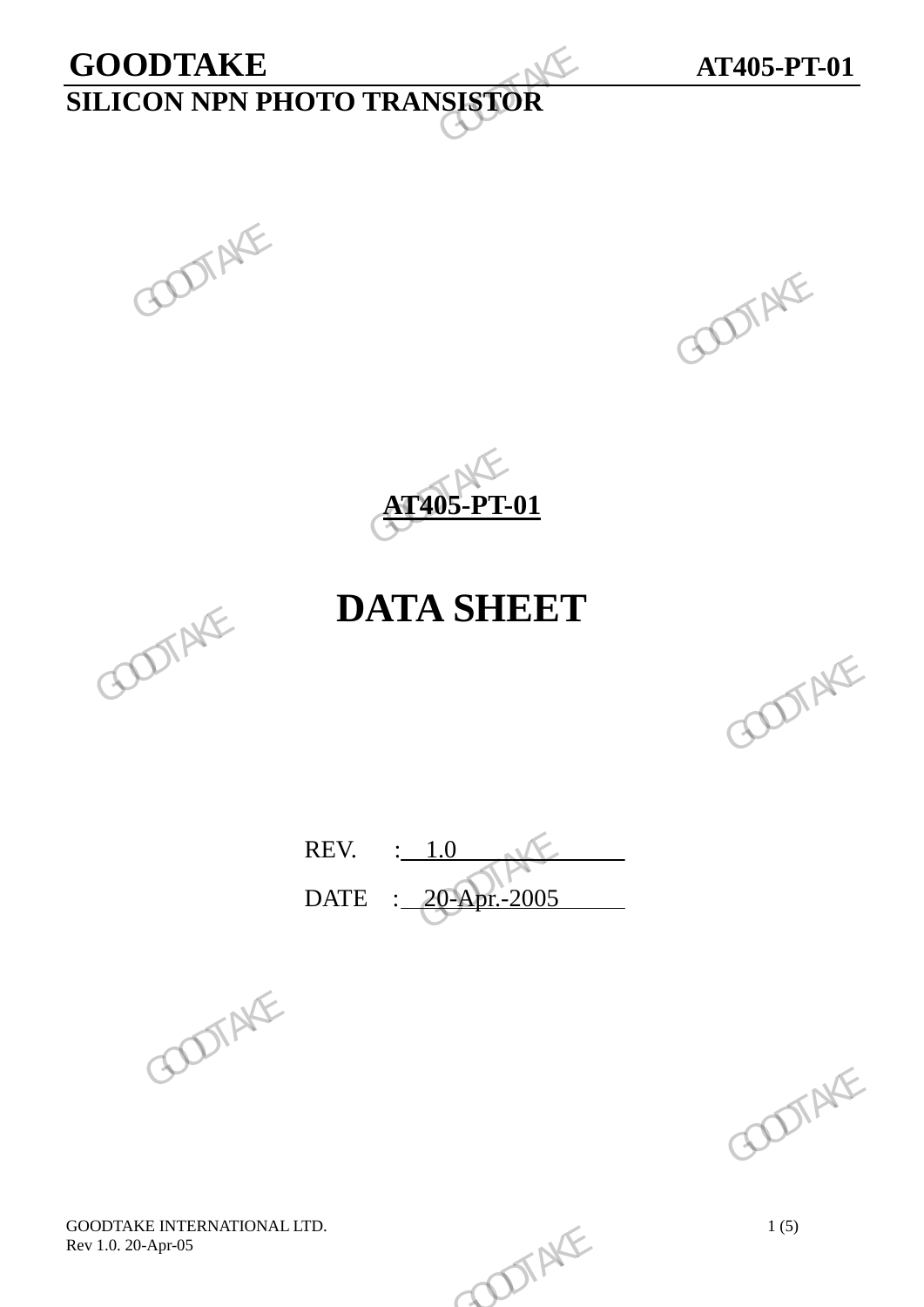# AT405-PT-01

# DATA SHEET

REV. : 1.0

DATE : 20-Apr.-2005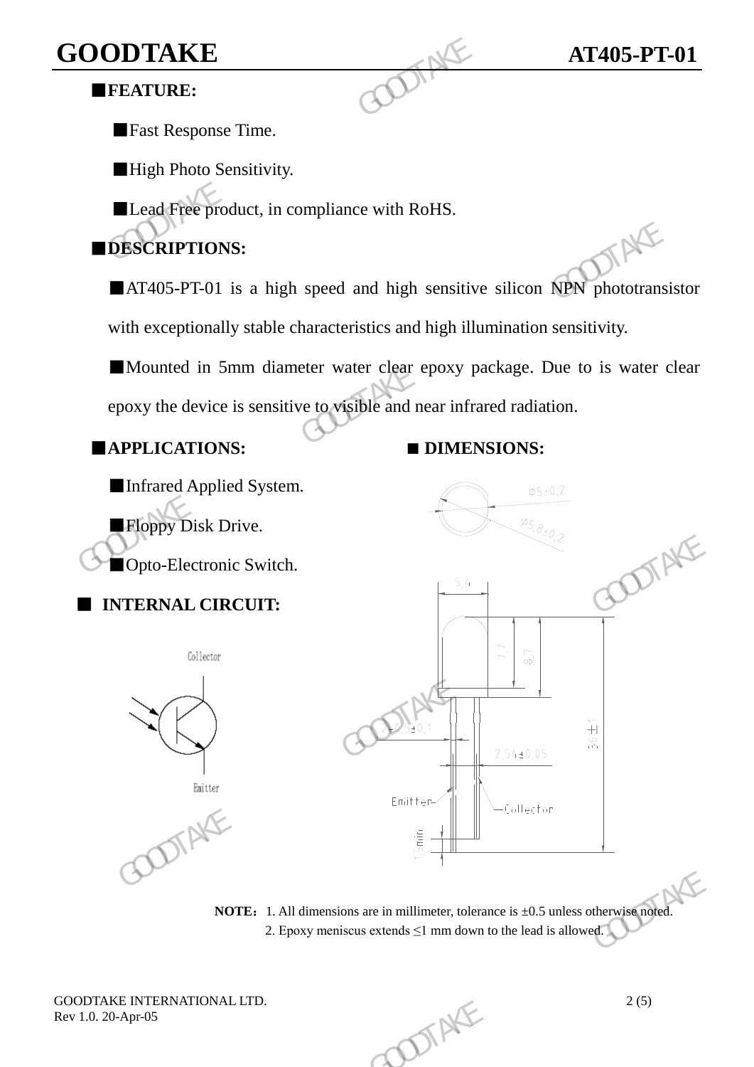## ■FEATURE:

- ■Fast Response Time.
- ■High Photo Sensitivity.
- ■Lead Free product, in compliance with RoHS.

## ■DESCRIPTIONS:

■AT405-PT-01 is a high speed and high sensitive silicon NPN phototransistor with exceptionally stable characteristics and high illumination sensitivity.

■Mounted in 5mm diameter water clear epoxy package. Due to is water clear epoxy the device is sensitive to visible and near infrared radiation.

## ■APPLICATIONS:

- ■Infrared Applied System.
- ■Floppy Disk Drive.
- ■Opto-Electronic Switch.

## ■ INTERNAL CIRCUIT:

Collector

Emitter

## ■ DIMENSIONS:

Φ5±0.2

Φ5.8±0.2

5.4

7.7

8.7

36±1

2-0.5±0.1

2.54±0.05

Emitter

Collector

1.5min

**NOTE：** 1. All dimensions are in millimeter, tolerance is ±0.5 unless otherwise noted.
2. Epoxy meniscus extends ≤1 mm down to the lead is allowed.

GOODTAKE INTERNATIONAL LTD.
Rev 1.0. 20-Apr-05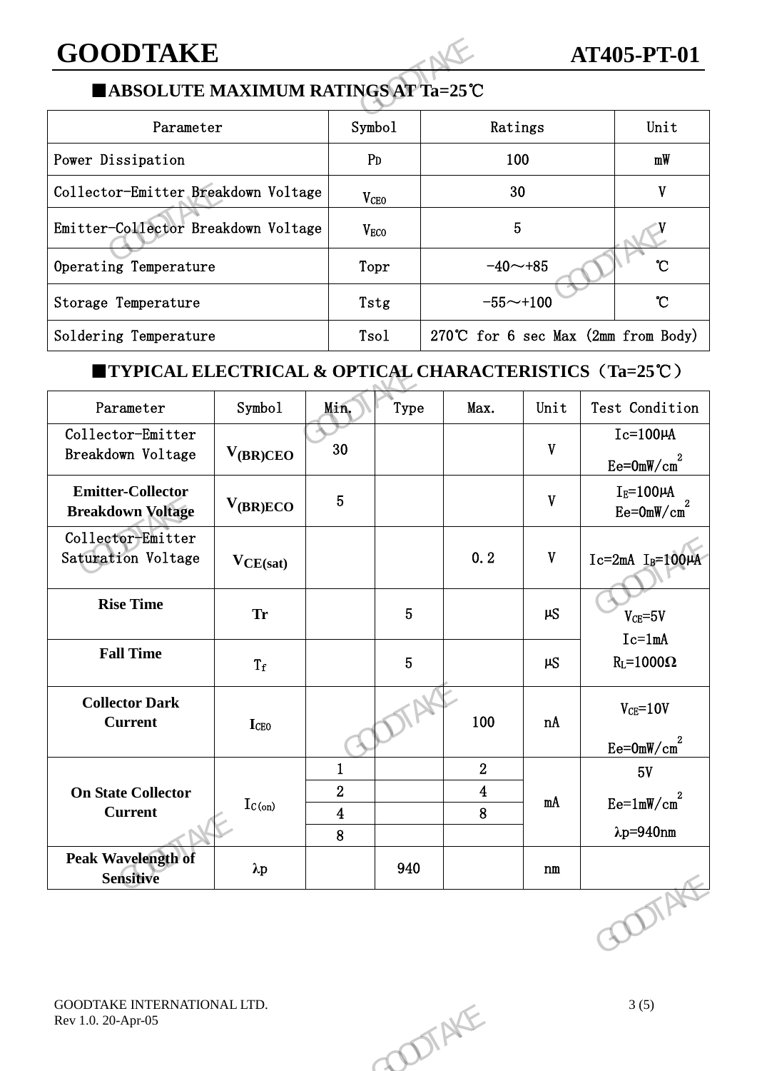## ■ABSOLUTE MAXIMUM RATINGS AT Ta=25℃

| Parameter | Symbol | Ratings | Unit |
|---|---|---|---|
| Power Dissipation | $P_D$ | 100 | mW |
| Collector-Emitter Breakdown Voltage | $V_{CEO}$ | 30 | V |
| Emitter-Collector Breakdown Voltage | $V_{ECO}$ | 5 | V |
| Operating Temperature | Topr | -40～+85 | ℃ |
| Storage Temperature | Tstg | -55～+100 | ℃ |
| Soldering Temperature | Tsol | 270℃ for 6 sec Max (2mm from Body) | |

## ■TYPICAL ELECTRICAL & OPTICAL CHARACTERISTICS（Ta=25℃）

| Parameter | Symbol | Min. | Type | Max. | Unit | Test Condition |
|---|---|---|---|---|---|---|
| Collector-Emitter Breakdown Voltage | $V_{(BR)CEO}$ | 30 | | | V | Ic=100μA Ee=0mW/$cm^2$ |
| **Emitter-Collector Breakdown Voltage** | $V_{(BR)ECO}$ | 5 | | | V | $I_E$=100μA Ee=0mW/$cm^2$ |
| Collector-Emitter Saturation Voltage | $V_{CE(sat)}$ | | | 0.2 | V | Ic=2mA $I_B$=100μA |
| **Rise Time** | Tr | | 5 | | μS | $V_{CE}$=5V Ic=1mA $R_L$=1000Ω |
| **Fall Time** | $T_f$ | | 5 | | μS | |
| **Collector Dark Current** | $I_{CEO}$ | | | 100 | nA | $V_{CE}$=10V Ee=0mW/$cm^2$ |
| **On State Collector Current** | $I_{C(on)}$ | 1 | | 2 | mA | 5V Ee=1mW/$cm^2$ λp=940nm |
| | | 2 | | 4 | | |
| | | 4 | | 8 | | |
| | | 8 | | | | |
| **Peak Wavelength of Sensitive** | λp | | 940 | | nm | |

GOODTAKE INTERNATIONAL LTD.
Rev 1.0. 20-Apr-05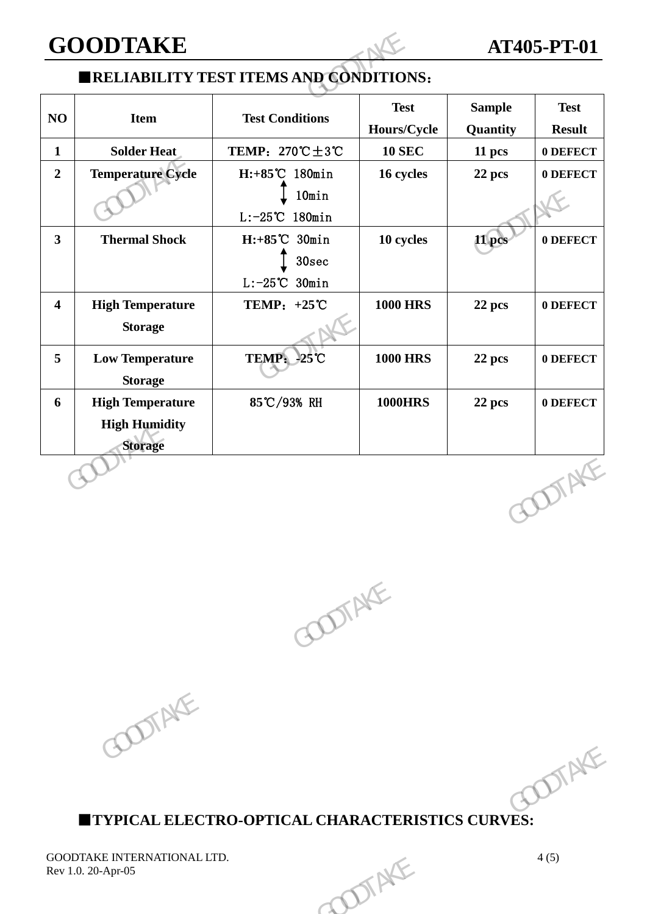## ■RELIABILITY TEST ITEMS AND CONDITIONS：

| NO | Item | Test Conditions | Test Hours/Cycle | Sample Quantity | Test Result |
|---|---|---|---|---|---|
| 1 | Solder Heat | TEMP：270℃±3℃ | 10 SEC | 11 pcs | 0 DEFECT |
| 2 | Temperature Cycle | H:+85℃ 180min ↕ 10min L:-25℃ 180min | 16 cycles | 22 pcs | 0 DEFECT |
| 3 | Thermal Shock | H:+85℃ 30min ↕ 30sec L:-25℃ 30min | 10 cycles | 11 pcs | 0 DEFECT |
| 4 | High Temperature Storage | TEMP：+25℃ | 1000 HRS | 22 pcs | 0 DEFECT |
| 5 | Low Temperature Storage | TEMP：-25℃ | 1000 HRS | 22 pcs | 0 DEFECT |
| 6 | High Temperature High Humidity Storage | 85℃/93% RH | 1000HRS | 22 pcs | 0 DEFECT |

## ■TYPICAL ELECTRO-OPTICAL CHARACTERISTICS CURVES: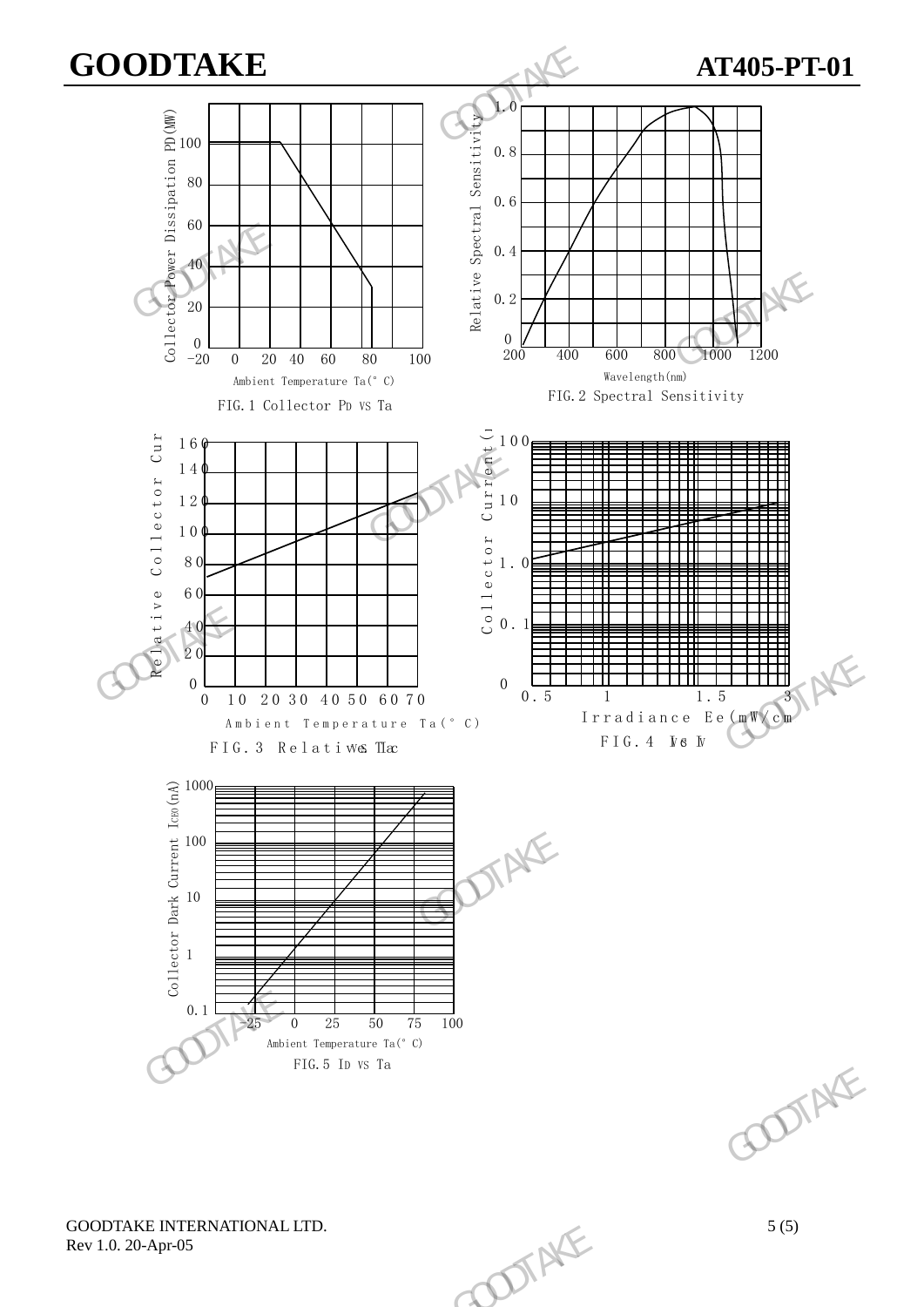Collector Power Dissipation PD(MW)
100
80
60
40
20
0
-20 0 20 40 60 80 100
Ambient Temperature Ta(° C)

FIG.1 Collector PD VS Ta

Relative Spectral Sensitivity
1.0
0.8
0.6
0.4
0.2
0
200 400 600 800 1000 1200
Wavelength(nm)

FIG.2 Spectral Sensitivity

Relative Collector Cur
160
140
120
100
80
60
40
20
0
0 10 20 30 40 50 60 70
Ambient Temperature Ta(° C)

FIG.3 Relative Ic vs Ta

Collector Current(
100
10
1.0
0.1
0
0.5 1 1.5 3
Irradiance Ee(mW/cm

FIG.4 Ic vs Ee

Collector Dark Current ICEO(nA)
1000
100
10
1
0.1
-25 0 25 50 75 100
Ambient Temperature Ta(° C)

FIG.5 ID VS Ta

GOODTAKE INTERNATIONAL LTD.
Rev 1.0. 20-Apr-05